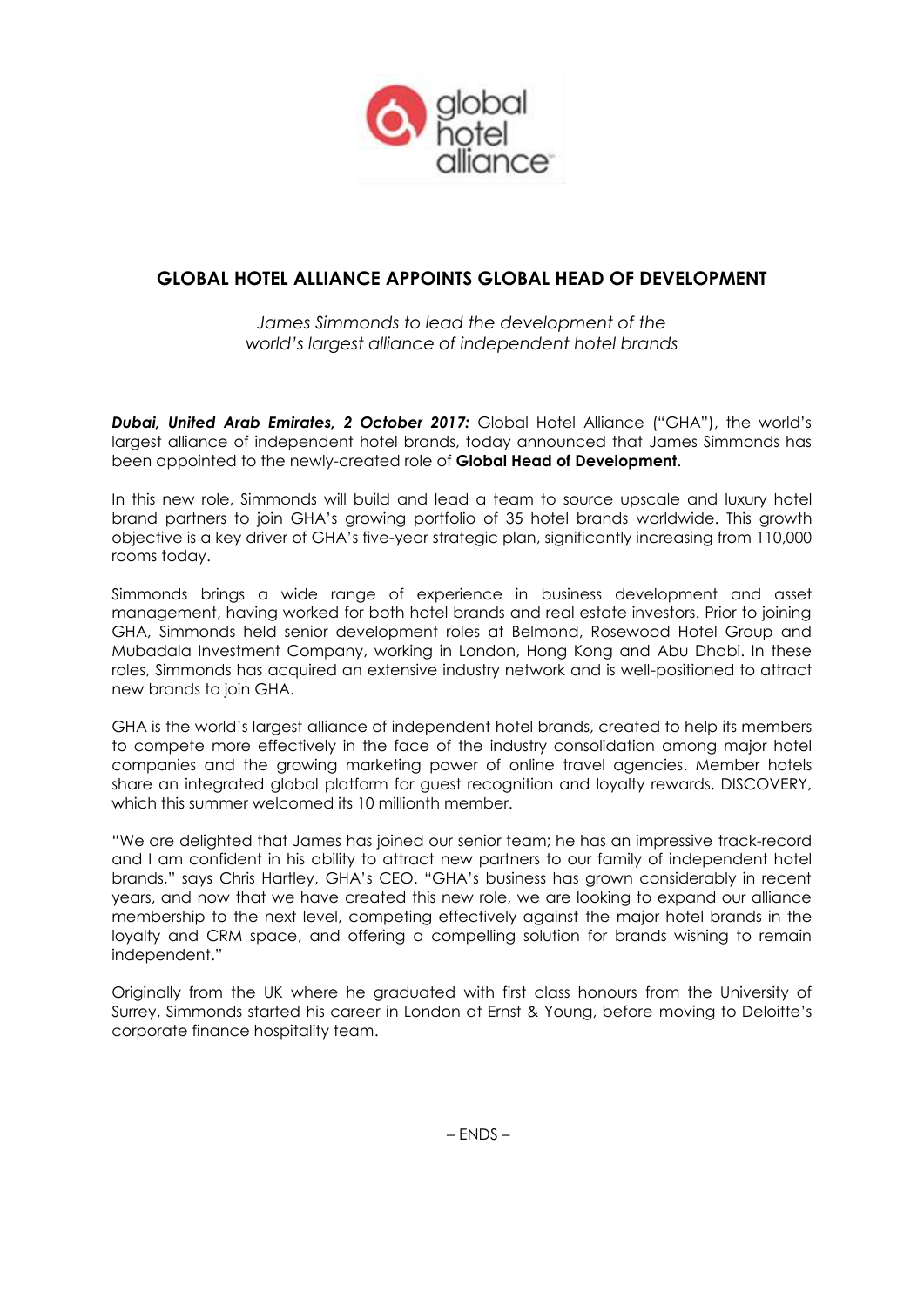# GLOBAL HOTEL ALLIANCE APPOINTS GLOBAL HEAD OF DEVELOPMENT

*James Simmonds to lead the development of the world's largest alliance of independent hotel brands*

***Dubai, United Arab Emirates, 2 October 2017:*** Global Hotel Alliance ("GHA"), the world's largest alliance of independent hotel brands, today announced that James Simmonds has been appointed to the newly-created role of **Global Head of Development**.

In this new role, Simmonds will build and lead a team to source upscale and luxury hotel brand partners to join GHA's growing portfolio of 35 hotel brands worldwide. This growth objective is a key driver of GHA's five-year strategic plan, significantly increasing from 110,000 rooms today.

Simmonds brings a wide range of experience in business development and asset management, having worked for both hotel brands and real estate investors. Prior to joining GHA, Simmonds held senior development roles at Belmond, Rosewood Hotel Group and Mubadala Investment Company, working in London, Hong Kong and Abu Dhabi. In these roles, Simmonds has acquired an extensive industry network and is well-positioned to attract new brands to join GHA.

GHA is the world's largest alliance of independent hotel brands, created to help its members to compete more effectively in the face of the industry consolidation among major hotel companies and the growing marketing power of online travel agencies. Member hotels share an integrated global platform for guest recognition and loyalty rewards, DISCOVERY, which this summer welcomed its 10 millionth member.

"We are delighted that James has joined our senior team; he has an impressive track-record and I am confident in his ability to attract new partners to our family of independent hotel brands," says Chris Hartley, GHA's CEO. "GHA's business has grown considerably in recent years, and now that we have created this new role, we are looking to expand our alliance membership to the next level, competing effectively against the major hotel brands in the loyalty and CRM space, and offering a compelling solution for brands wishing to remain independent."

Originally from the UK where he graduated with first class honours from the University of Surrey, Simmonds started his career in London at Ernst & Young, before moving to Deloitte's corporate finance hospitality team.

– ENDS –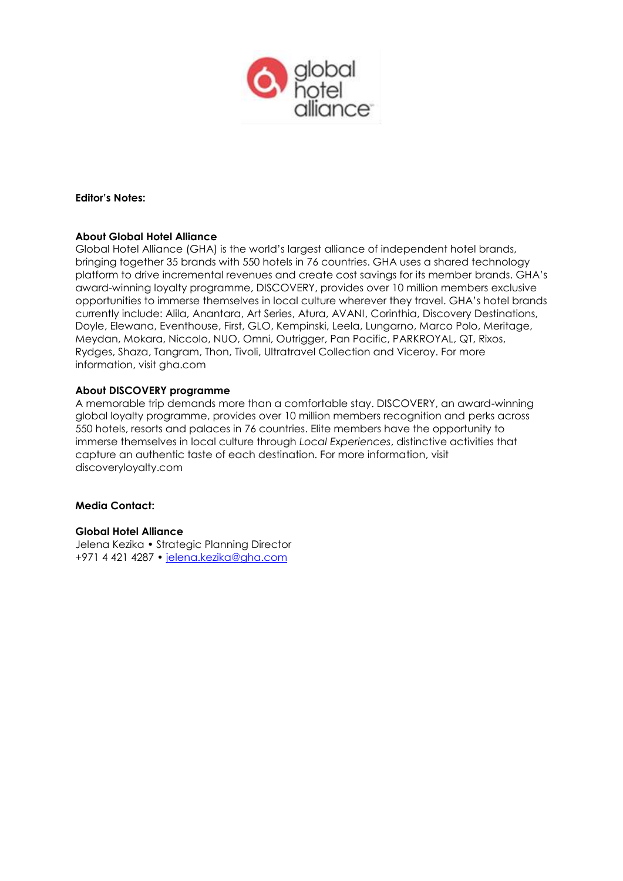**Editor's Notes:**

**About Global Hotel Alliance**

Global Hotel Alliance (GHA) is the world's largest alliance of independent hotel brands, bringing together 35 brands with 550 hotels in 76 countries. GHA uses a shared technology platform to drive incremental revenues and create cost savings for its member brands. GHA's award-winning loyalty programme, DISCOVERY, provides over 10 million members exclusive opportunities to immerse themselves in local culture wherever they travel. GHA's hotel brands currently include: Alila, Anantara, Art Series, Atura, AVANI, Corinthia, Discovery Destinations, Doyle, Elewana, Eventhouse, First, GLO, Kempinski, Leela, Lungarno, Marco Polo, Meritage, Meydan, Mokara, Niccolo, NUO, Omni, Outrigger, Pan Pacific, PARKROYAL, QT, Rixos, Rydges, Shaza, Tangram, Thon, Tivoli, Ultratravel Collection and Viceroy. For more information, visit gha.com

**About DISCOVERY programme**

A memorable trip demands more than a comfortable stay. DISCOVERY, an award-winning global loyalty programme, provides over 10 million members recognition and perks across 550 hotels, resorts and palaces in 76 countries. Elite members have the opportunity to immerse themselves in local culture through *Local Experiences*, distinctive activities that capture an authentic taste of each destination. For more information, visit discoveryloyalty.com

**Media Contact:**

**Global Hotel Alliance**

Jelena Kezika • Strategic Planning Director

+971 4 421 4287 • jelena.kezika@gha.com